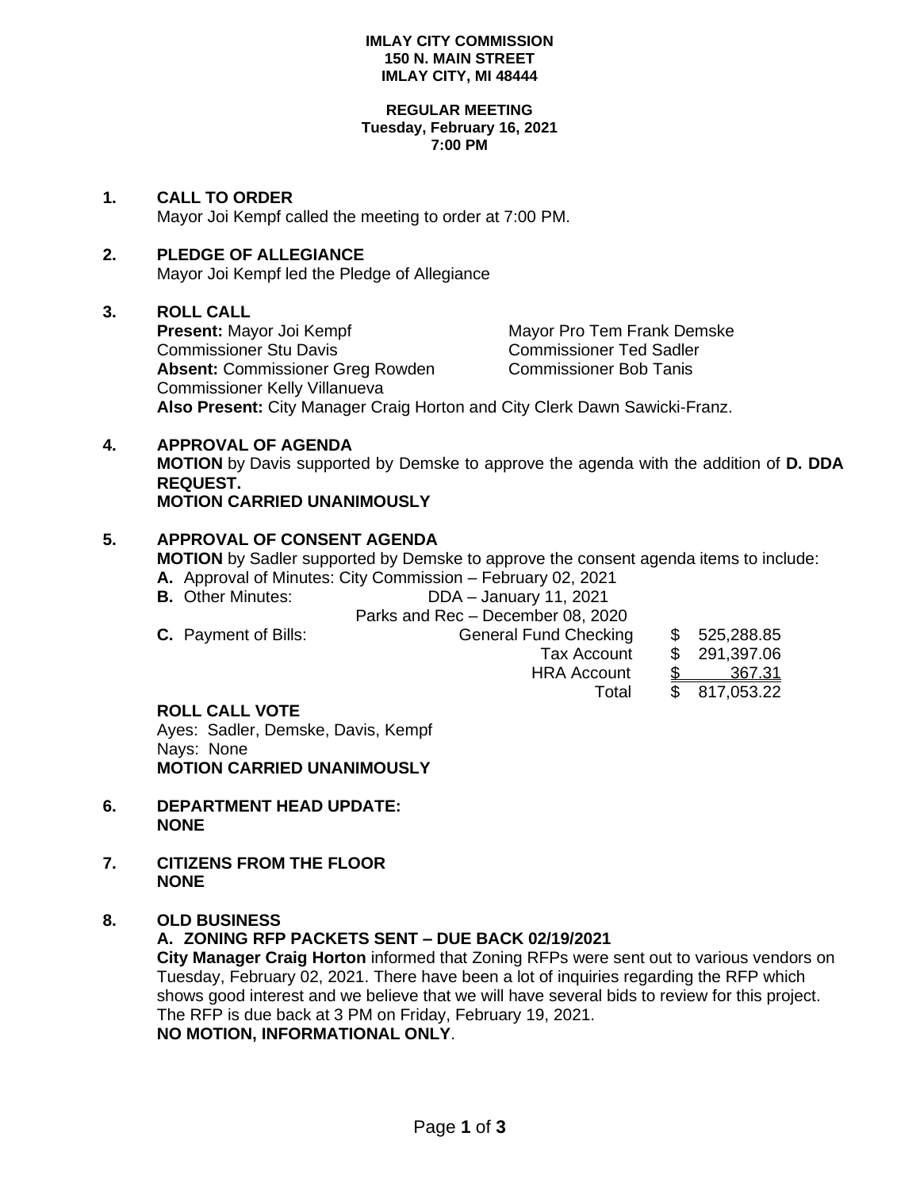**IMLAY CITY COMMISSION**
**150 N. MAIN STREET**
**IMLAY CITY, MI 48444**

**REGULAR MEETING**
**Tuesday, February 16, 2021**
**7:00 PM**

**1. CALL TO ORDER**
Mayor Joi Kempf called the meeting to order at 7:00 PM.

**2. PLEDGE OF ALLEGIANCE**
Mayor Joi Kempf led the Pledge of Allegiance

**3. ROLL CALL**
**Present:** Mayor Joi Kempf, Mayor Pro Tem Frank Demske, Commissioner Stu Davis, Commissioner Ted Sadler
**Absent:** Commissioner Greg Rowden, Commissioner Bob Tanis, Commissioner Kelly Villanueva
**Also Present:** City Manager Craig Horton and City Clerk Dawn Sawicki-Franz.

**4. APPROVAL OF AGENDA**
**MOTION** by Davis supported by Demske to approve the agenda with the addition of **D. DDA REQUEST.**
**MOTION CARRIED UNANIMOUSLY**

**5. APPROVAL OF CONSENT AGENDA**
**MOTION** by Sadler supported by Demske to approve the consent agenda items to include:
**A.** Approval of Minutes: City Commission – February 02, 2021
**B.** Other Minutes: DDA – January 11, 2021
Parks and Rec – December 08, 2020
**C.** Payment of Bills:

| | |
|---|---|
| General Fund Checking | $ 525,288.85 |
| Tax Account | $ 291,397.06 |
| HRA Account | $ 367.31 |
| Total | $ 817,053.22 |

**ROLL CALL VOTE**
Ayes: Sadler, Demske, Davis, Kempf
Nays: None
**MOTION CARRIED UNANIMOUSLY**

**6. DEPARTMENT HEAD UPDATE:**
**NONE**

**7. CITIZENS FROM THE FLOOR**
**NONE**

**8. OLD BUSINESS**
**A. ZONING RFP PACKETS SENT – DUE BACK 02/19/2021**
**City Manager Craig Horton** informed that Zoning RFPs were sent out to various vendors on Tuesday, February 02, 2021. There have been a lot of inquiries regarding the RFP which shows good interest and we believe that we will have several bids to review for this project. The RFP is due back at 3 PM on Friday, February 19, 2021.
**NO MOTION, INFORMATIONAL ONLY**.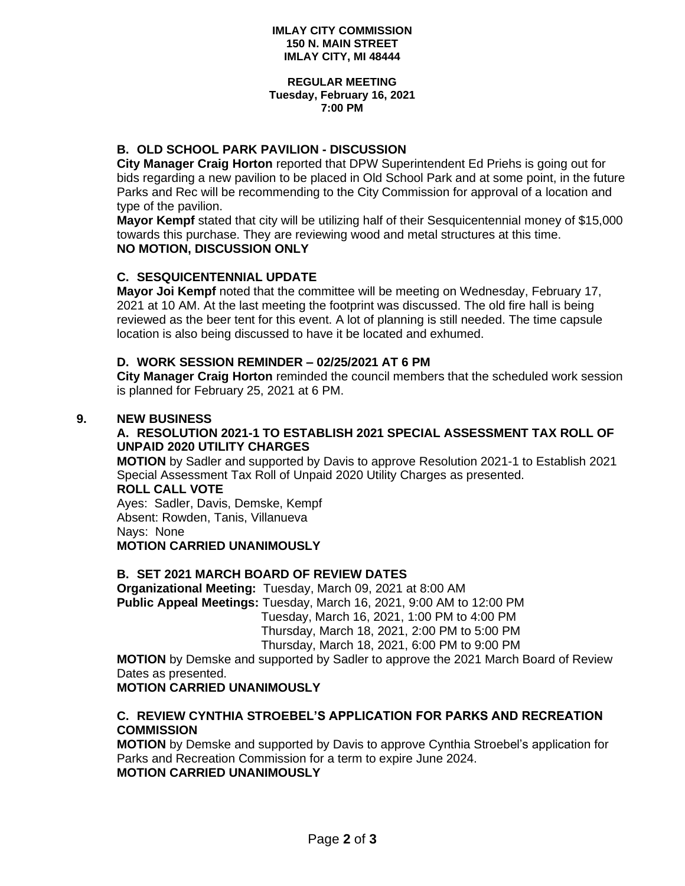**IMLAY CITY COMMISSION**
**150 N. MAIN STREET**
**IMLAY CITY, MI 48444**

**REGULAR MEETING**
**Tuesday, February 16, 2021**
**7:00 PM**

### B. OLD SCHOOL PARK PAVILION - DISCUSSION

**City Manager Craig Horton** reported that DPW Superintendent Ed Priehs is going out for bids regarding a new pavilion to be placed in Old School Park and at some point, in the future Parks and Rec will be recommending to the City Commission for approval of a location and type of the pavilion.

**Mayor Kempf** stated that city will be utilizing half of their Sesquicentennial money of $15,000 towards this purchase. They are reviewing wood and metal structures at this time.

**NO MOTION, DISCUSSION ONLY**

### C. SESQUICENTENNIAL UPDATE

**Mayor Joi Kempf** noted that the committee will be meeting on Wednesday, February 17, 2021 at 10 AM. At the last meeting the footprint was discussed. The old fire hall is being reviewed as the beer tent for this event. A lot of planning is still needed. The time capsule location is also being discussed to have it be located and exhumed.

### D. WORK SESSION REMINDER – 02/25/2021 AT 6 PM

**City Manager Craig Horton** reminded the council members that the scheduled work session is planned for February 25, 2021 at 6 PM.

## 9. NEW BUSINESS

### A. RESOLUTION 2021-1 TO ESTABLISH 2021 SPECIAL ASSESSMENT TAX ROLL OF UNPAID 2020 UTILITY CHARGES

**MOTION** by Sadler and supported by Davis to approve Resolution 2021-1 to Establish 2021 Special Assessment Tax Roll of Unpaid 2020 Utility Charges as presented.

**ROLL CALL VOTE**

Ayes: Sadler, Davis, Demske, Kempf
Absent: Rowden, Tanis, Villanueva
Nays: None

**MOTION CARRIED UNANIMOUSLY**

### B. SET 2021 MARCH BOARD OF REVIEW DATES

**Organizational Meeting:** Tuesday, March 09, 2021 at 8:00 AM
**Public Appeal Meetings:** Tuesday, March 16, 2021, 9:00 AM to 12:00 PM
Tuesday, March 16, 2021, 1:00 PM to 4:00 PM
Thursday, March 18, 2021, 2:00 PM to 5:00 PM
Thursday, March 18, 2021, 6:00 PM to 9:00 PM

**MOTION** by Demske and supported by Sadler to approve the 2021 March Board of Review Dates as presented.

**MOTION CARRIED UNANIMOUSLY**

### C. REVIEW CYNTHIA STROEBEL'S APPLICATION FOR PARKS AND RECREATION COMMISSION

**MOTION** by Demske and supported by Davis to approve Cynthia Stroebel's application for Parks and Recreation Commission for a term to expire June 2024.

**MOTION CARRIED UNANIMOUSLY**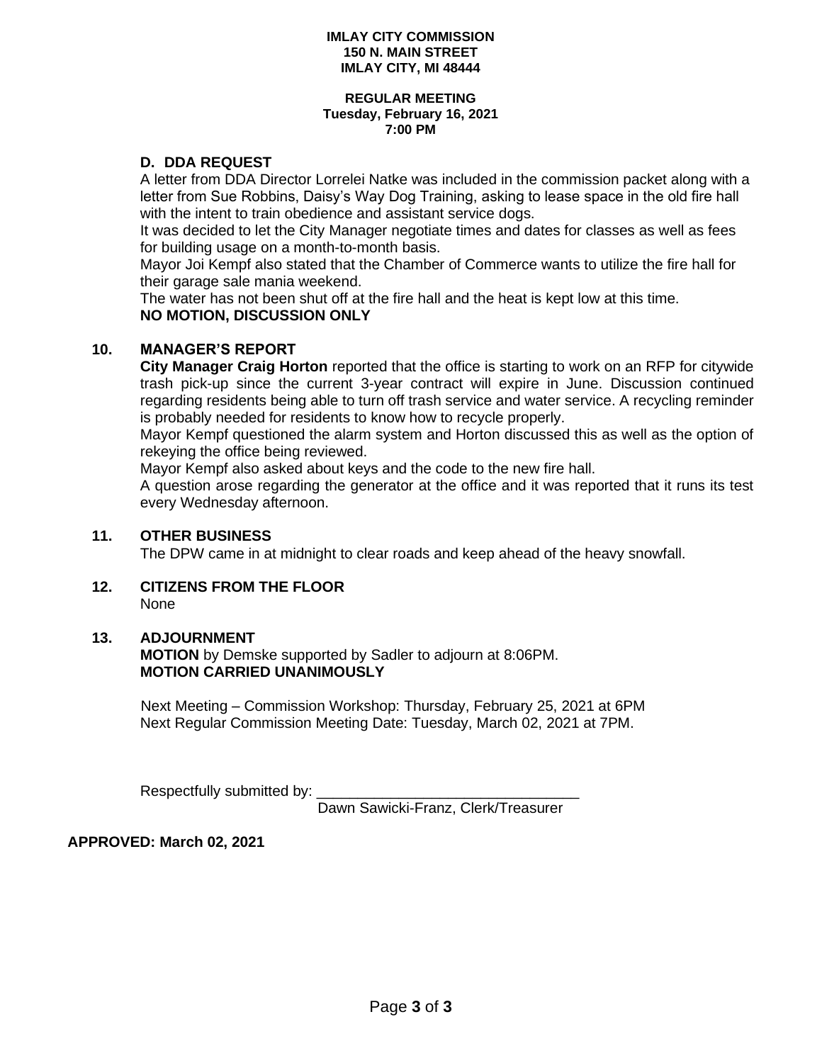**IMLAY CITY COMMISSION**
**150 N. MAIN STREET**
**IMLAY CITY, MI 48444**

**REGULAR MEETING**
**Tuesday, February 16, 2021**
**7:00 PM**

### D. DDA REQUEST

A letter from DDA Director Lorrelei Natke was included in the commission packet along with a letter from Sue Robbins, Daisy's Way Dog Training, asking to lease space in the old fire hall with the intent to train obedience and assistant service dogs.

It was decided to let the City Manager negotiate times and dates for classes as well as fees for building usage on a month-to-month basis.

Mayor Joi Kempf also stated that the Chamber of Commerce wants to utilize the fire hall for their garage sale mania weekend.

The water has not been shut off at the fire hall and the heat is kept low at this time.

**NO MOTION, DISCUSSION ONLY**

### 10. MANAGER'S REPORT

**City Manager Craig Horton** reported that the office is starting to work on an RFP for citywide trash pick-up since the current 3-year contract will expire in June. Discussion continued regarding residents being able to turn off trash service and water service. A recycling reminder is probably needed for residents to know how to recycle properly.

Mayor Kempf questioned the alarm system and Horton discussed this as well as the option of rekeying the office being reviewed.

Mayor Kempf also asked about keys and the code to the new fire hall.

A question arose regarding the generator at the office and it was reported that it runs its test every Wednesday afternoon.

### 11. OTHER BUSINESS

The DPW came in at midnight to clear roads and keep ahead of the heavy snowfall.

### 12. CITIZENS FROM THE FLOOR

None

### 13. ADJOURNMENT

**MOTION** by Demske supported by Sadler to adjourn at 8:06PM.
**MOTION CARRIED UNANIMOUSLY**

Next Meeting – Commission Workshop: Thursday, February 25, 2021 at 6PM
Next Regular Commission Meeting Date: Tuesday, March 02, 2021 at 7PM.

Respectfully submitted by: ________________________________
Dawn Sawicki-Franz, Clerk/Treasurer

**APPROVED: March 02, 2021**